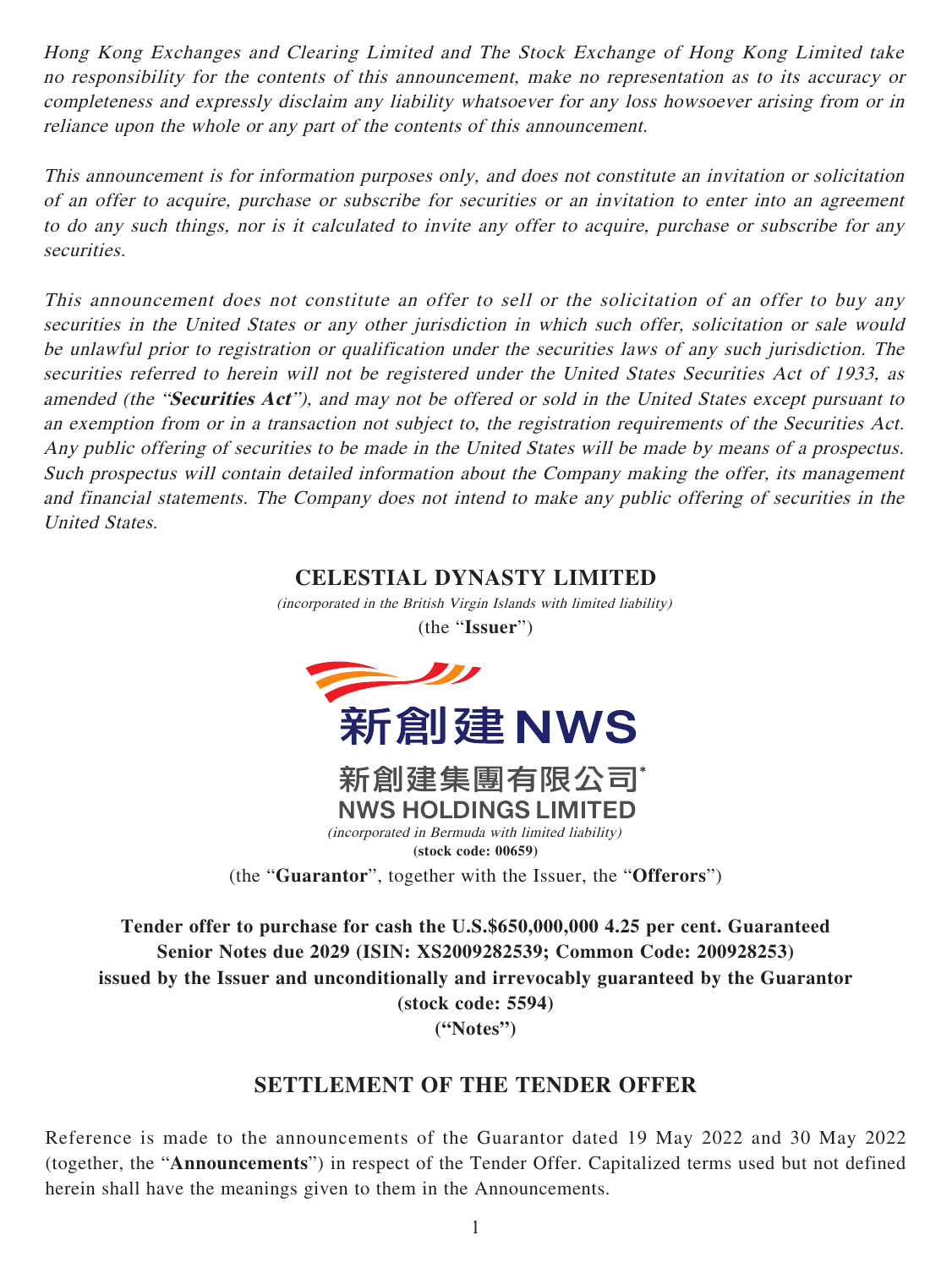*Hong Kong Exchanges and Clearing Limited and The Stock Exchange of Hong Kong Limited take no responsibility for the contents of this announcement, make no representation as to its accuracy or completeness and expressly disclaim any liability whatsoever for any loss howsoever arising from or in reliance upon the whole or any part of the contents of this announcement.*

*This announcement is for information purposes only, and does not constitute an invitation or solicitation of an offer to acquire, purchase or subscribe for securities or an invitation to enter into an agreement to do any such things, nor is it calculated to invite any offer to acquire, purchase or subscribe for any securities.*

*This announcement does not constitute an offer to sell or the solicitation of an offer to buy any securities in the United States or any other jurisdiction in which such offer, solicitation or sale would be unlawful prior to registration or qualification under the securities laws of any such jurisdiction. The securities referred to herein will not be registered under the United States Securities Act of 1933, as amended (the "**Securities Act**"), and may not be offered or sold in the United States except pursuant to an exemption from or in a transaction not subject to, the registration requirements of the Securities Act. Any public offering of securities to be made in the United States will be made by means of a prospectus. Such prospectus will contain detailed information about the Company making the offer, its management and financial statements. The Company does not intend to make any public offering of securities in the United States.*

# CELESTIAL DYNASTY LIMITED

*(incorporated in the British Virgin Islands with limited liability)*

(the "**Issuer**")

新創建 NWS

新創建集團有限公司*

NWS HOLDINGS LIMITED

*(incorporated in Bermuda with limited liability)*

**(stock code: 00659)**

(the "**Guarantor**", together with the Issuer, the "**Offerors**")

**Tender offer to purchase for cash the U.S.$650,000,000 4.25 per cent. Guaranteed Senior Notes due 2029 (ISIN: XS2009282539; Common Code: 200928253) issued by the Issuer and unconditionally and irrevocably guaranteed by the Guarantor (stock code: 5594) ("Notes")**

## SETTLEMENT OF THE TENDER OFFER

Reference is made to the announcements of the Guarantor dated 19 May 2022 and 30 May 2022 (together, the "**Announcements**") in respect of the Tender Offer. Capitalized terms used but not defined herein shall have the meanings given to them in the Announcements.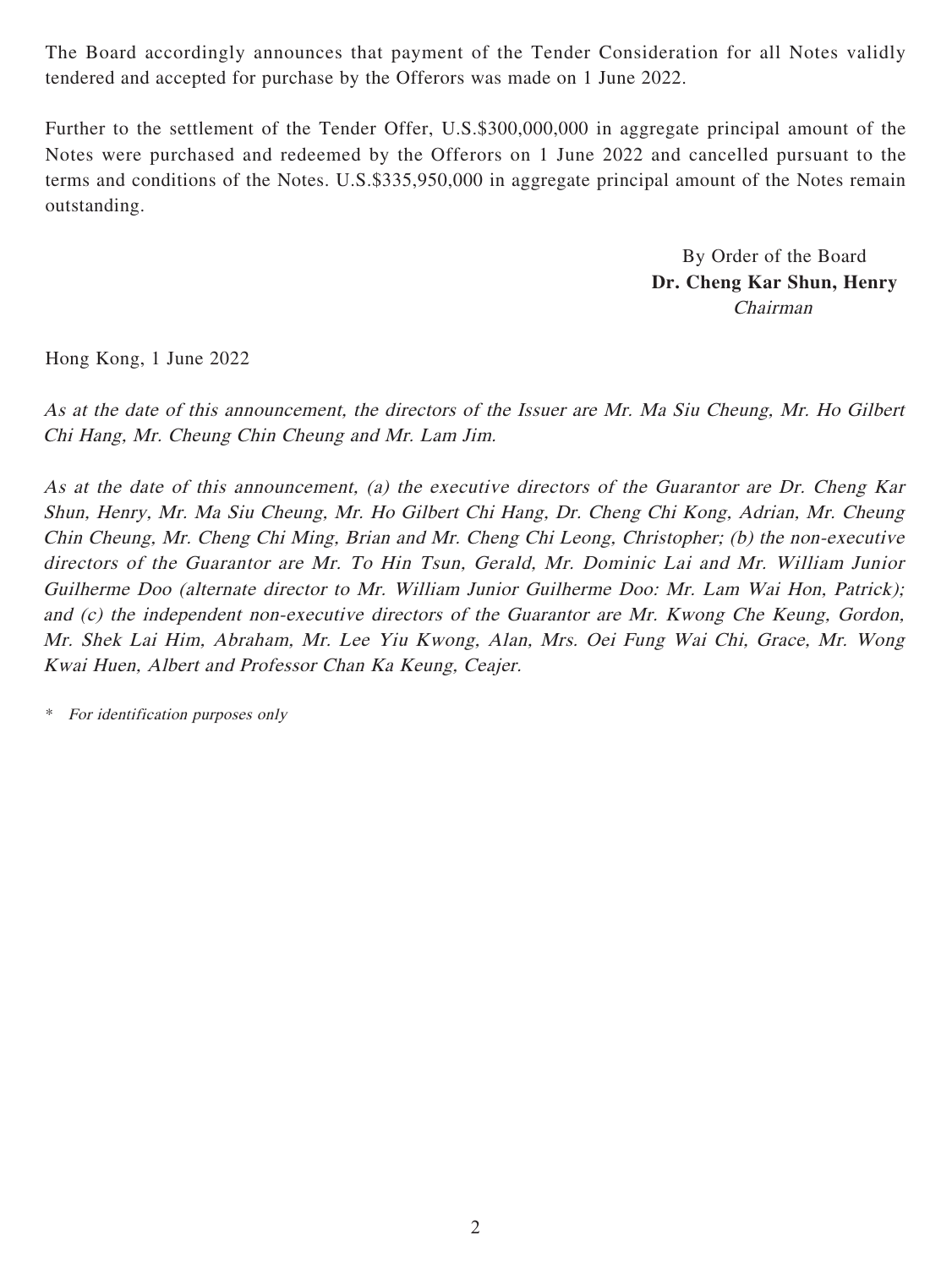The Board accordingly announces that payment of the Tender Consideration for all Notes validly tendered and accepted for purchase by the Offerors was made on 1 June 2022.

Further to the settlement of the Tender Offer, U.S.$300,000,000 in aggregate principal amount of the Notes were purchased and redeemed by the Offerors on 1 June 2022 and cancelled pursuant to the terms and conditions of the Notes. U.S.$335,950,000 in aggregate principal amount of the Notes remain outstanding.

By Order of the Board
**Dr. Cheng Kar Shun, Henry**
*Chairman*

Hong Kong, 1 June 2022

*As at the date of this announcement, the directors of the Issuer are Mr. Ma Siu Cheung, Mr. Ho Gilbert Chi Hang, Mr. Cheung Chin Cheung and Mr. Lam Jim.*

*As at the date of this announcement, (a) the executive directors of the Guarantor are Dr. Cheng Kar Shun, Henry, Mr. Ma Siu Cheung, Mr. Ho Gilbert Chi Hang, Dr. Cheng Chi Kong, Adrian, Mr. Cheung Chin Cheung, Mr. Cheng Chi Ming, Brian and Mr. Cheng Chi Leong, Christopher; (b) the non-executive directors of the Guarantor are Mr. To Hin Tsun, Gerald, Mr. Dominic Lai and Mr. William Junior Guilherme Doo (alternate director to Mr. William Junior Guilherme Doo: Mr. Lam Wai Hon, Patrick); and (c) the independent non-executive directors of the Guarantor are Mr. Kwong Che Keung, Gordon, Mr. Shek Lai Him, Abraham, Mr. Lee Yiu Kwong, Alan, Mrs. Oei Fung Wai Chi, Grace, Mr. Wong Kwai Huen, Albert and Professor Chan Ka Keung, Ceajer.*

\* *For identification purposes only*